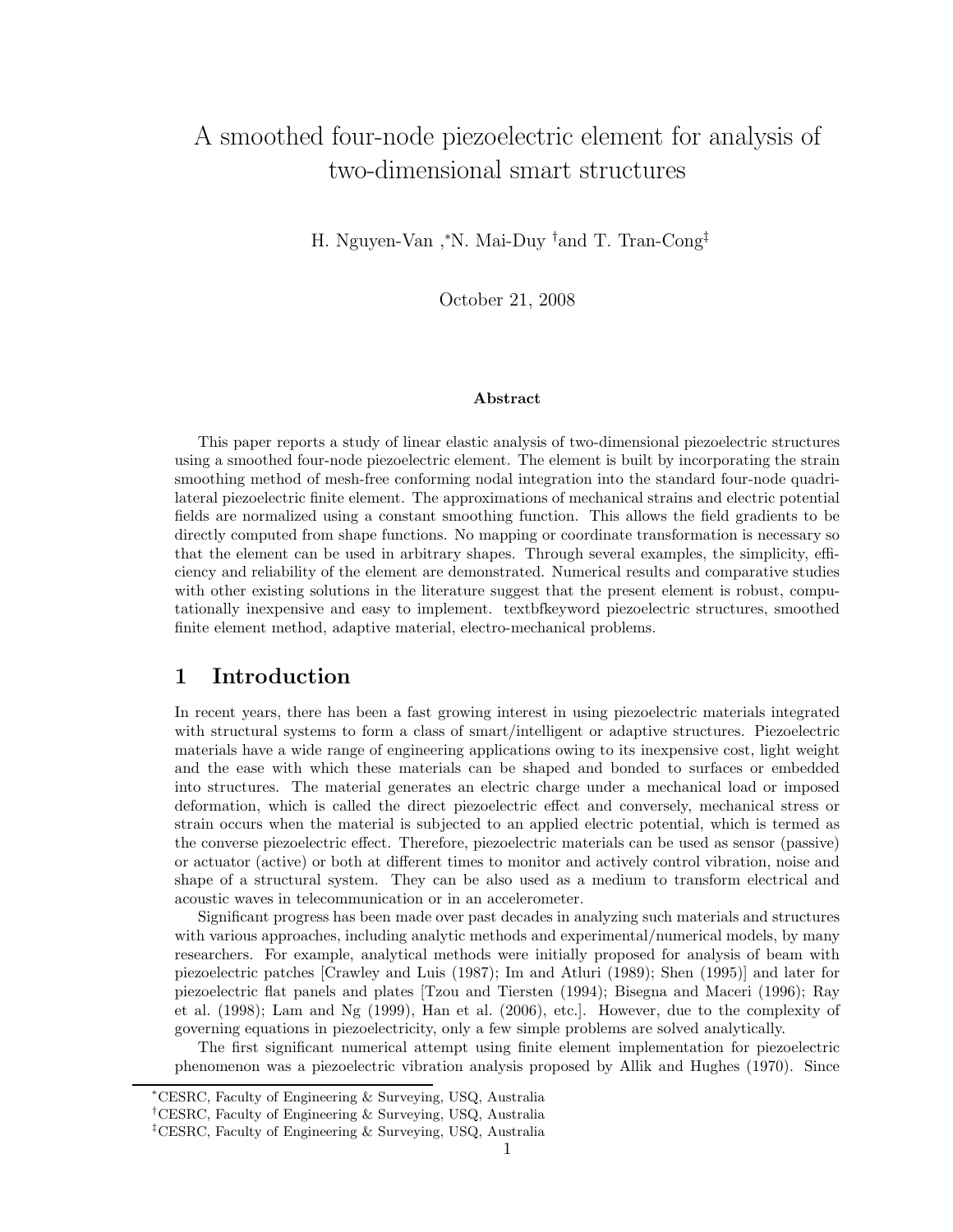# A smoothed four-node piezoelectric element for analysis of two-dimensional smart structures

H. Nguyen-Van ,[*]N. Mai-Duy [†]and T. Tran-Cong[‡]

October 21, 2008

**Abstract**

This paper reports a study of linear elastic analysis of two-dimensional piezoelectric structures using a smoothed four-node piezoelectric element. The element is built by incorporating the strain smoothing method of mesh-free conforming nodal integration into the standard four-node quadrilateral piezoelectric finite element. The approximations of mechanical strains and electric potential fields are normalized using a constant smoothing function. This allows the field gradients to be directly computed from shape functions. No mapping or coordinate transformation is necessary so that the element can be used in arbitrary shapes. Through several examples, the simplicity, efficiency and reliability of the element are demonstrated. Numerical results and comparative studies with other existing solutions in the literature suggest that the present element is robust, computationally inexpensive and easy to implement. textbfkeyword piezoelectric structures, smoothed finite element method, adaptive material, electro-mechanical problems.

## 1 Introduction

In recent years, there has been a fast growing interest in using piezoelectric materials integrated with structural systems to form a class of smart/intelligent or adaptive structures. Piezoelectric materials have a wide range of engineering applications owing to its inexpensive cost, light weight and the ease with which these materials can be shaped and bonded to surfaces or embedded into structures. The material generates an electric charge under a mechanical load or imposed deformation, which is called the direct piezoelectric effect and conversely, mechanical stress or strain occurs when the material is subjected to an applied electric potential, which is termed as the converse piezoelectric effect. Therefore, piezoelectric materials can be used as sensor (passive) or actuator (active) or both at different times to monitor and actively control vibration, noise and shape of a structural system. They can be also used as a medium to transform electrical and acoustic waves in telecommunication or in an accelerometer.

Significant progress has been made over past decades in analyzing such materials and structures with various approaches, including analytic methods and experimental/numerical models, by many researchers. For example, analytical methods were initially proposed for analysis of beam with piezoelectric patches [Crawley and Luis (1987); Im and Atluri (1989); Shen (1995)] and later for piezoelectric flat panels and plates [Tzou and Tiersten (1994); Bisegna and Maceri (1996); Ray et al. (1998); Lam and Ng (1999), Han et al. (2006), etc.]. However, due to the complexity of governing equations in piezoelectricity, only a few simple problems are solved analytically.

The first significant numerical attempt using finite element implementation for piezoelectric phenomenon was a piezoelectric vibration analysis proposed by Allik and Hughes (1970). Since

[*]CESRC, Faculty of Engineering & Surveying, USQ, Australia
[†]CESRC, Faculty of Engineering & Surveying, USQ, Australia
[‡]CESRC, Faculty of Engineering & Surveying, USQ, Australia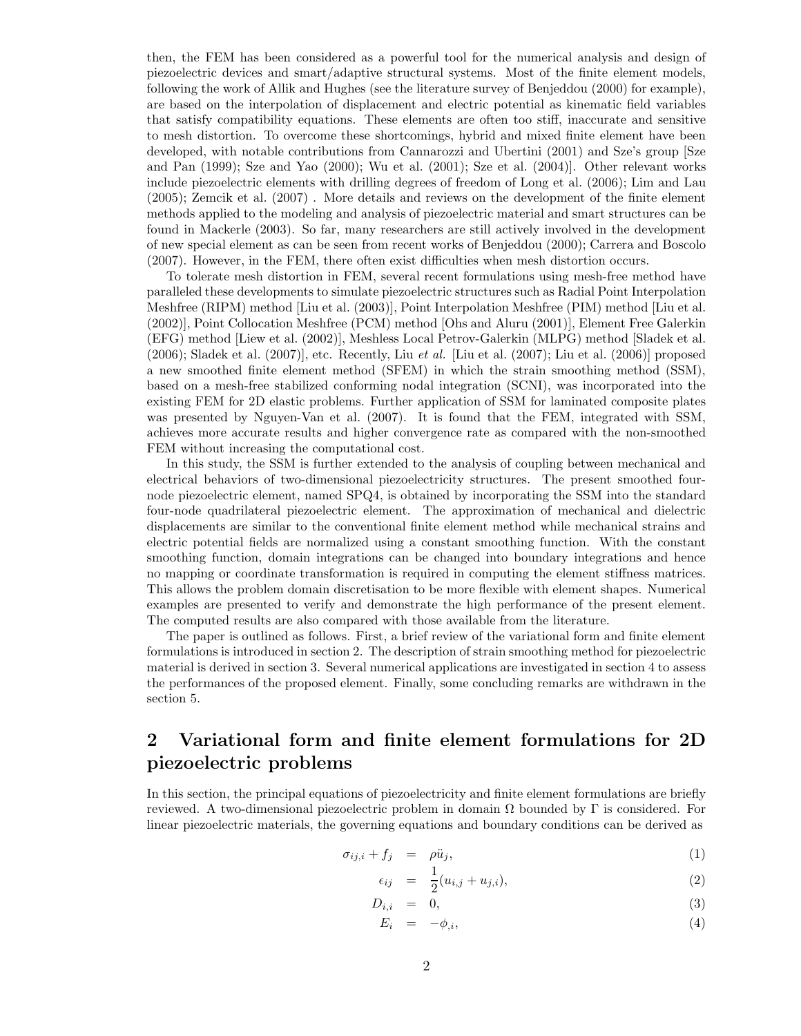then, the FEM has been considered as a powerful tool for the numerical analysis and design of piezoelectric devices and smart/adaptive structural systems. Most of the finite element models, following the work of Allik and Hughes (see the literature survey of Benjeddou (2000) for example), are based on the interpolation of displacement and electric potential as kinematic field variables that satisfy compatibility equations. These elements are often too stiff, inaccurate and sensitive to mesh distortion. To overcome these shortcomings, hybrid and mixed finite element have been developed, with notable contributions from Cannarozzi and Ubertini (2001) and Sze's group [Sze and Pan (1999); Sze and Yao (2000); Wu et al. (2001); Sze et al. (2004)]. Other relevant works include piezoelectric elements with drilling degrees of freedom of Long et al. (2006); Lim and Lau (2005); Zemcik et al. (2007) . More details and reviews on the development of the finite element methods applied to the modeling and analysis of piezoelectric material and smart structures can be found in Mackerle (2003). So far, many researchers are still actively involved in the development of new special element as can be seen from recent works of Benjeddou (2000); Carrera and Boscolo (2007). However, in the FEM, there often exist difficulties when mesh distortion occurs.

To tolerate mesh distortion in FEM, several recent formulations using mesh-free method have paralleled these developments to simulate piezoelectric structures such as Radial Point Interpolation Meshfree (RIPM) method [Liu et al. (2003)], Point Interpolation Meshfree (PIM) method [Liu et al. (2002)], Point Collocation Meshfree (PCM) method [Ohs and Aluru (2001)], Element Free Galerkin (EFG) method [Liew et al. (2002)], Meshless Local Petrov-Galerkin (MLPG) method [Sladek et al. (2006); Sladek et al. (2007)], etc. Recently, Liu *et al.* [Liu et al. (2007); Liu et al. (2006)] proposed a new smoothed finite element method (SFEM) in which the strain smoothing method (SSM), based on a mesh-free stabilized conforming nodal integration (SCNI), was incorporated into the existing FEM for 2D elastic problems. Further application of SSM for laminated composite plates was presented by Nguyen-Van et al. (2007). It is found that the FEM, integrated with SSM, achieves more accurate results and higher convergence rate as compared with the non-smoothed FEM without increasing the computational cost.

In this study, the SSM is further extended to the analysis of coupling between mechanical and electrical behaviors of two-dimensional piezoelectricity structures. The present smoothed four-node piezoelectric element, named SPQ4, is obtained by incorporating the SSM into the standard four-node quadrilateral piezoelectric element. The approximation of mechanical and dielectric displacements are similar to the conventional finite element method while mechanical strains and electric potential fields are normalized using a constant smoothing function. With the constant smoothing function, domain integrations can be changed into boundary integrations and hence no mapping or coordinate transformation is required in computing the element stiffness matrices. This allows the problem domain discretisation to be more flexible with element shapes. Numerical examples are presented to verify and demonstrate the high performance of the present element. The computed results are also compared with those available from the literature.

The paper is outlined as follows. First, a brief review of the variational form and finite element formulations is introduced in section 2. The description of strain smoothing method for piezoelectric material is derived in section 3. Several numerical applications are investigated in section 4 to assess the performances of the proposed element. Finally, some concluding remarks are withdrawn in the section 5.

## 2 Variational form and finite element formulations for 2D piezoelectric problems

In this section, the principal equations of piezoelectricity and finite element formulations are briefly reviewed. A two-dimensional piezoelectric problem in domain $\Omega$ bounded by $\Gamma$ is considered. For linear piezoelectric materials, the governing equations and boundary conditions can be derived as

$$\sigma_{ij,i} + f_j = \rho \ddot{u}_j, \tag{1}$$

$$\epsilon_{ij} = \frac{1}{2}(u_{i,j} + u_{j,i}), \tag{2}$$

$$D_{i,i} = 0, \tag{3}$$

$$E_i = -\phi_{,i}, \tag{4}$$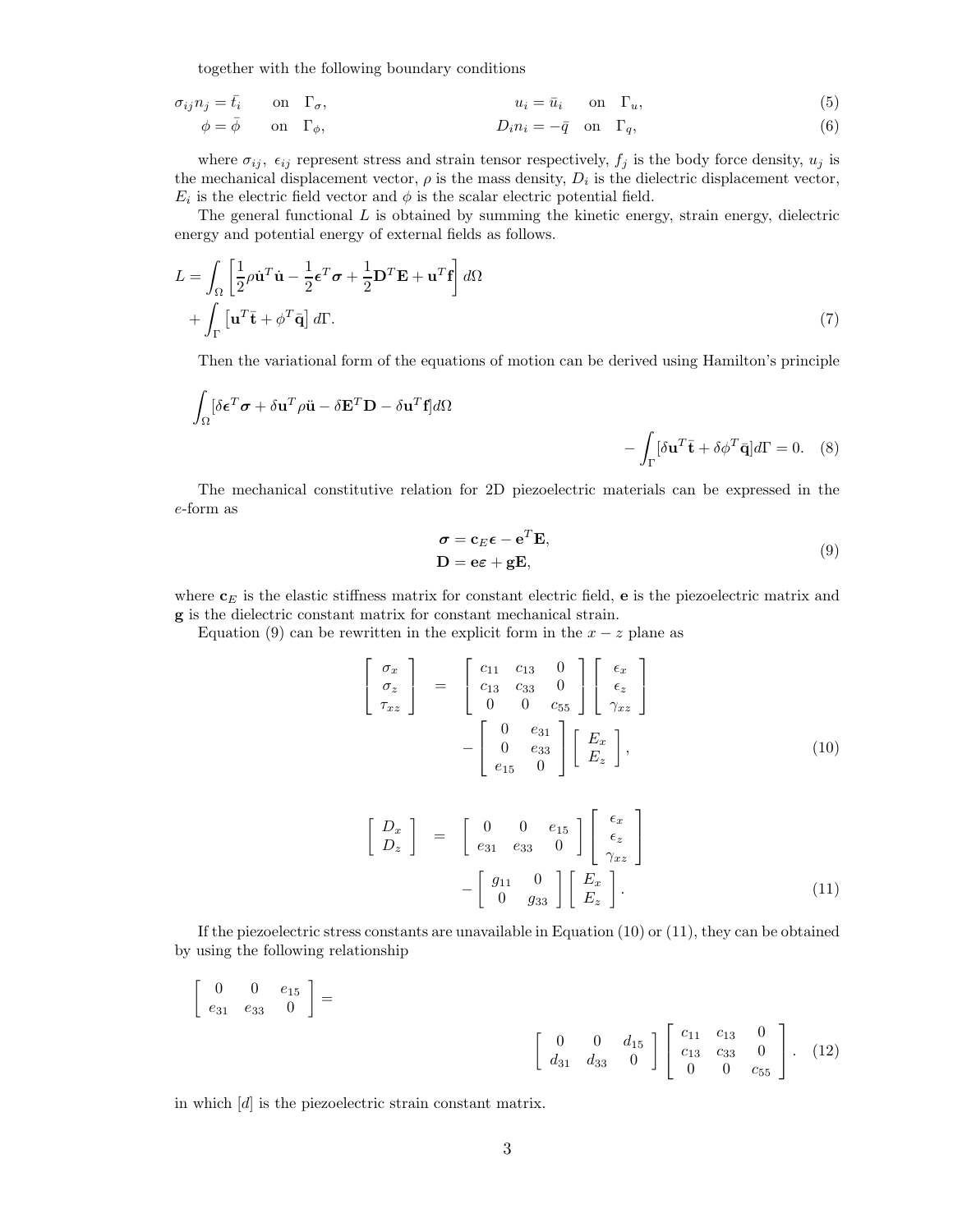together with the following boundary conditions

$$
\sigma_{ij} n_j = \bar{t}_i \quad \text{on} \quad \Gamma_\sigma, \qquad\qquad u_i = \bar{u}_i \quad \text{on} \quad \Gamma_u, \tag{5}
$$

$$
\phi = \bar{\phi} \quad \text{on} \quad \Gamma_\phi, \qquad\qquad D_i n_i = -\bar{q} \quad \text{on} \quad \Gamma_q, \tag{6}
$$

where $\sigma_{ij}$, $\epsilon_{ij}$ represent stress and strain tensor respectively, $f_j$ is the body force density, $u_j$ is the mechanical displacement vector, $\rho$ is the mass density, $D_i$ is the dielectric displacement vector, $E_i$ is the electric field vector and $\phi$ is the scalar electric potential field.

The general functional $L$ is obtained by summing the kinetic energy, strain energy, dielectric energy and potential energy of external fields as follows.

$$
\begin{aligned}
L = & \int_\Omega \left[ \frac{1}{2} \rho \dot{\mathbf{u}}^T \dot{\mathbf{u}} - \frac{1}{2} \boldsymbol{\epsilon}^T \boldsymbol{\sigma} + \frac{1}{2} \mathbf{D}^T \mathbf{E} + \mathbf{u}^T \mathbf{f} \right] d\Omega \\
& + \int_\Gamma \left[ \mathbf{u}^T \bar{\mathbf{t}} + \phi^T \bar{\mathbf{q}} \right] d\Gamma.
\end{aligned} \tag{7}
$$

Then the variational form of the equations of motion can be derived using Hamilton's principle

$$
\int_\Omega [\delta \boldsymbol{\epsilon}^T \boldsymbol{\sigma} + \delta \mathbf{u}^T \rho \ddot{\mathbf{u}} - \delta \mathbf{E}^T \mathbf{D} - \delta \mathbf{u}^T \mathbf{f}] d\Omega - \int_\Gamma [\delta \mathbf{u}^T \bar{\mathbf{t}} + \delta \phi^T \bar{\mathbf{q}}] d\Gamma = 0. \tag{8}
$$

The mechanical constitutive relation for 2D piezoelectric materials can be expressed in the $e$-form as

$$
\begin{aligned}
\boldsymbol{\sigma} &= \mathbf{c}_E \boldsymbol{\epsilon} - \mathbf{e}^T \mathbf{E}, \\
\mathbf{D} &= \mathbf{e} \boldsymbol{\varepsilon} + \mathbf{g} \mathbf{E},
\end{aligned} \tag{9}
$$

where $\mathbf{c}_E$ is the elastic stiffness matrix for constant electric field, $\mathbf{e}$ is the piezoelectric matrix and $\mathbf{g}$ is the dielectric constant matrix for constant mechanical strain.

Equation (9) can be rewritten in the explicit form in the $x - z$ plane as

$$
\begin{aligned}
\begin{bmatrix} \sigma_x \\ \sigma_z \\ \tau_{xz} \end{bmatrix} &= \begin{bmatrix} c_{11} & c_{13} & 0 \\ c_{13} & c_{33} & 0 \\ 0 & 0 & c_{55} \end{bmatrix} \begin{bmatrix} \epsilon_x \\ \epsilon_z \\ \gamma_{xz} \end{bmatrix} \\
& \quad - \begin{bmatrix} 0 & e_{31} \\ 0 & e_{33} \\ e_{15} & 0 \end{bmatrix} \begin{bmatrix} E_x \\ E_z \end{bmatrix},
\end{aligned} \tag{10}
$$

$$
\begin{aligned}
\begin{bmatrix} D_x \\ D_z \end{bmatrix} &= \begin{bmatrix} 0 & 0 & e_{15} \\ e_{31} & e_{33} & 0 \end{bmatrix} \begin{bmatrix} \epsilon_x \\ \epsilon_z \\ \gamma_{xz} \end{bmatrix} \\
& \quad - \begin{bmatrix} g_{11} & 0 \\ 0 & g_{33} \end{bmatrix} \begin{bmatrix} E_x \\ E_z \end{bmatrix}.
\end{aligned} \tag{11}
$$

If the piezoelectric stress constants are unavailable in Equation (10) or (11), they can be obtained by using the following relationship

$$
\begin{bmatrix} 0 & 0 & e_{15} \\ e_{31} & e_{33} & 0 \end{bmatrix} = \begin{bmatrix} 0 & 0 & d_{15} \\ d_{31} & d_{33} & 0 \end{bmatrix} \begin{bmatrix} c_{11} & c_{13} & 0 \\ c_{13} & c_{33} & 0 \\ 0 & 0 & c_{55} \end{bmatrix}. \tag{12}
$$

in which $[d]$ is the piezoelectric strain constant matrix.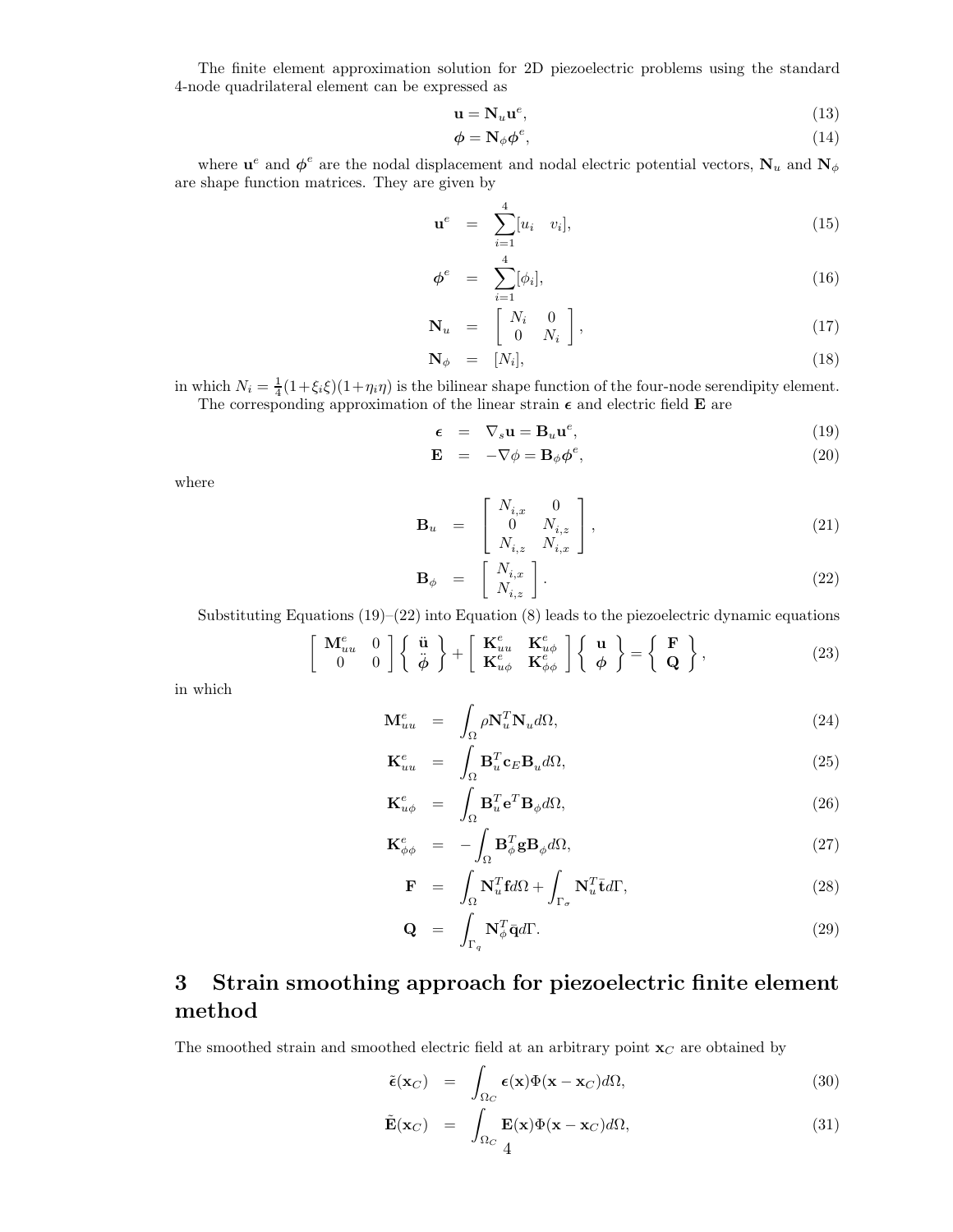The finite element approximation solution for 2D piezoelectric problems using the standard 4-node quadrilateral element can be expressed as

$$\mathbf{u} = \mathbf{N}_u \mathbf{u}^e, \tag{13}$$

$$\boldsymbol{\phi} = \mathbf{N}_\phi \boldsymbol{\phi}^e, \tag{14}$$

where $\mathbf{u}^e$ and $\boldsymbol{\phi}^e$ are the nodal displacement and nodal electric potential vectors, $\mathbf{N}_u$ and $\mathbf{N}_\phi$ are shape function matrices. They are given by

$$\mathbf{u}^e = \sum_{i=1}^{4} [u_i \quad v_i], \tag{15}$$

$$\boldsymbol{\phi}^e = \sum_{i=1}^{4} [\phi_i], \tag{16}$$

$$\mathbf{N}_u = \begin{bmatrix} N_i & 0 \\ 0 & N_i \end{bmatrix}, \tag{17}$$

$$\mathbf{N}_\phi = [N_i], \tag{18}$$

in which $N_i = \frac{1}{4}(1+\xi_i\xi)(1+\eta_i\eta)$ is the bilinear shape function of the four-node serendipity element.

The corresponding approximation of the linear strain $\boldsymbol{\epsilon}$ and electric field $\mathbf{E}$ are

$$\boldsymbol{\epsilon} = \nabla_s \mathbf{u} = \mathbf{B}_u \mathbf{u}^e, \tag{19}$$

$$\mathbf{E} = -\nabla \phi = \mathbf{B}_\phi \boldsymbol{\phi}^e, \tag{20}$$

where

$$\mathbf{B}_u = \begin{bmatrix} N_{i,x} & 0 \\ 0 & N_{i,z} \\ N_{i,z} & N_{i,x} \end{bmatrix}, \tag{21}$$

$$\mathbf{B}_\phi = \begin{bmatrix} N_{i,x} \\ N_{i,z} \end{bmatrix}. \tag{22}$$

Substituting Equations (19)–(22) into Equation (8) leads to the piezoelectric dynamic equations

$$\begin{bmatrix} \mathbf{M}_{uu}^e & 0 \\ 0 & 0 \end{bmatrix} \begin{Bmatrix} \ddot{\mathbf{u}} \\ \ddot{\boldsymbol{\phi}} \end{Bmatrix} + \begin{bmatrix} \mathbf{K}_{uu}^e & \mathbf{K}_{u\phi}^e \\ \mathbf{K}_{u\phi}^e & \mathbf{K}_{\phi\phi}^e \end{bmatrix} \begin{Bmatrix} \mathbf{u} \\ \boldsymbol{\phi} \end{Bmatrix} = \begin{Bmatrix} \mathbf{F} \\ \mathbf{Q} \end{Bmatrix}, \tag{23}$$

in which

$$\mathbf{M}_{uu}^e = \int_\Omega \rho \mathbf{N}_u^T \mathbf{N}_u d\Omega, \tag{24}$$

$$\mathbf{K}_{uu}^e = \int_\Omega \mathbf{B}_u^T \mathbf{c}_E \mathbf{B}_u d\Omega, \tag{25}$$

$$\mathbf{K}_{u\phi}^e = \int_\Omega \mathbf{B}_u^T \mathbf{e}^T \mathbf{B}_\phi d\Omega, \tag{26}$$

$$\mathbf{K}_{\phi\phi}^e = -\int_\Omega \mathbf{B}_\phi^T \mathbf{g} \mathbf{B}_\phi d\Omega, \tag{27}$$

$$\mathbf{F} = \int_\Omega \mathbf{N}_u^T \mathbf{f} d\Omega + \int_{\Gamma_\sigma} \mathbf{N}_u^T \bar{\mathbf{t}} d\Gamma, \tag{28}$$

$$\mathbf{Q} = \int_{\Gamma_q} \mathbf{N}_\phi^T \bar{\mathbf{q}} d\Gamma. \tag{29}$$

# 3 Strain smoothing approach for piezoelectric finite element method

The smoothed strain and smoothed electric field at an arbitrary point $\mathbf{x}_C$ are obtained by

$$\tilde{\boldsymbol{\epsilon}}(\mathbf{x}_C) = \int_{\Omega_C} \boldsymbol{\epsilon}(\mathbf{x}) \Phi(\mathbf{x} - \mathbf{x}_C) d\Omega, \tag{30}$$

$$\tilde{\mathbf{E}}(\mathbf{x}_C) = \int_{\Omega_C} \mathbf{E}(\mathbf{x}) \Phi(\mathbf{x} - \mathbf{x}_C) d\Omega, \tag{31}$$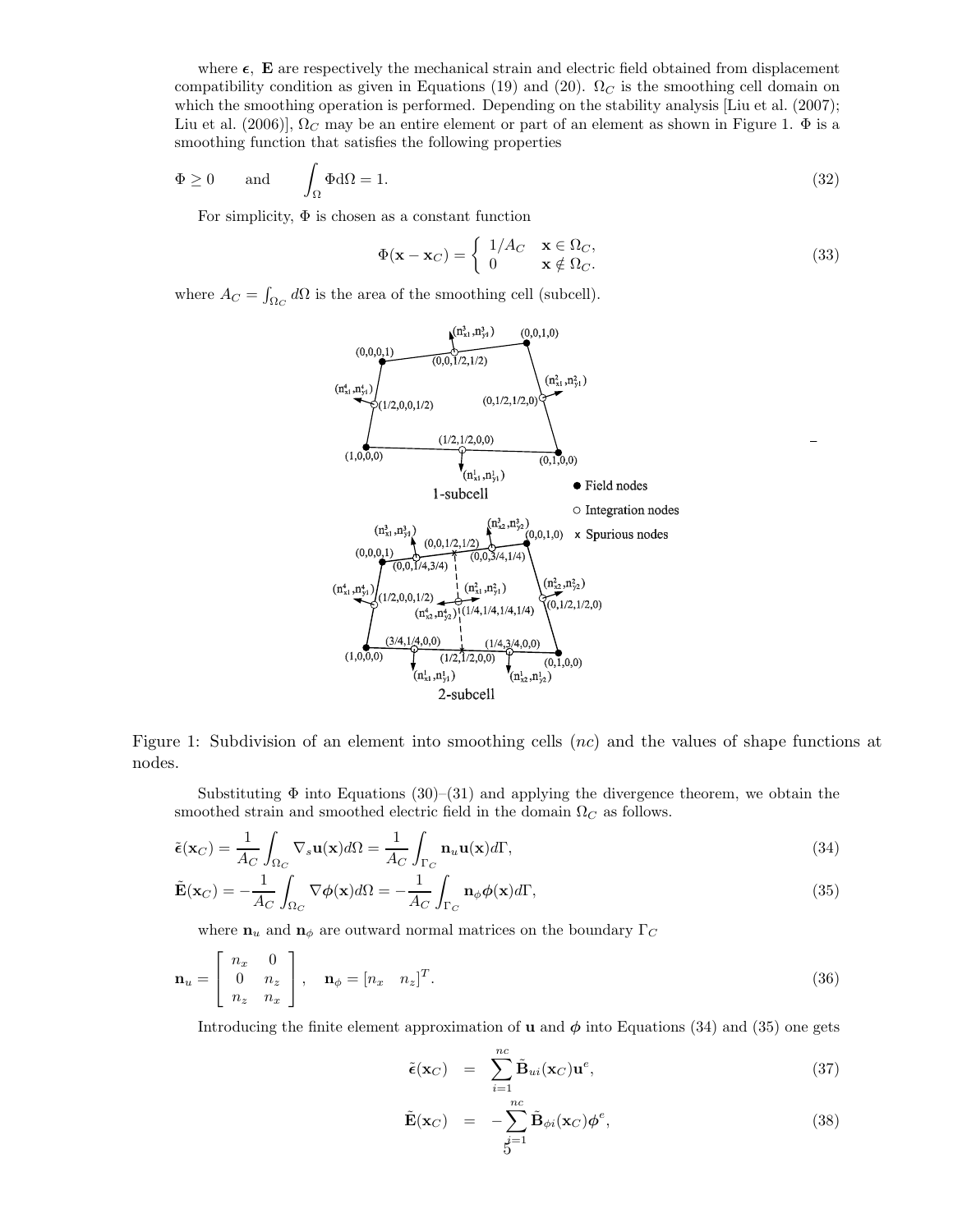where $\boldsymbol{\epsilon}$, $\mathbf{E}$ are respectively the mechanical strain and electric field obtained from displacement compatibility condition as given in Equations (19) and (20). $\Omega_C$ is the smoothing cell domain on which the smoothing operation is performed. Depending on the stability analysis [Liu et al. (2007); Liu et al. (2006)], $\Omega_C$ may be an entire element or part of an element as shown in Figure 1. $\Phi$ is a smoothing function that satisfies the following properties

$$\Phi \geq 0 \qquad \text{and} \qquad \int_\Omega \Phi \mathrm{d}\Omega = 1. \tag{32}$$

For simplicity, $\Phi$ is chosen as a constant function

$$\Phi(\mathbf{x} - \mathbf{x}_C) = \begin{cases} 1/A_C & \mathbf{x} \in \Omega_C, \\ 0 & \mathbf{x} \notin \Omega_C. \end{cases} \tag{33}$$

where $A_C = \int_{\Omega_C} d\Omega$ is the area of the smoothing cell (subcell).

Figure 1: Subdivision of an element into smoothing cells ($nc$) and the values of shape functions at nodes.

Substituting $\Phi$ into Equations (30)–(31) and applying the divergence theorem, we obtain the smoothed strain and smoothed electric field in the domain $\Omega_C$ as follows.

$$\tilde{\boldsymbol{\epsilon}}(\mathbf{x}_C) = \frac{1}{A_C} \int_{\Omega_C} \nabla_s \mathbf{u}(\mathbf{x}) d\Omega = \frac{1}{A_C} \int_{\Gamma_C} \mathbf{n}_u \mathbf{u}(\mathbf{x}) d\Gamma, \tag{34}$$

$$\tilde{\mathbf{E}}(\mathbf{x}_C) = -\frac{1}{A_C} \int_{\Omega_C} \nabla \boldsymbol{\phi}(\mathbf{x}) d\Omega = -\frac{1}{A_C} \int_{\Gamma_C} \mathbf{n}_\phi \boldsymbol{\phi}(\mathbf{x}) d\Gamma, \tag{35}$$

where $\mathbf{n}_u$ and $\mathbf{n}_\phi$ are outward normal matrices on the boundary $\Gamma_C$

$$\mathbf{n}_u = \begin{bmatrix} n_x & 0 \\ 0 & n_z \\ n_z & n_x \end{bmatrix}, \quad \mathbf{n}_\phi = [n_x \quad n_z]^T. \tag{36}$$

Introducing the finite element approximation of $\mathbf{u}$ and $\boldsymbol{\phi}$ into Equations (34) and (35) one gets

$$\tilde{\boldsymbol{\epsilon}}(\mathbf{x}_C) = \sum_{i=1}^{nc} \tilde{\mathbf{B}}_{ui}(\mathbf{x}_C) \mathbf{u}^e, \tag{37}$$

$$\tilde{\mathbf{E}}(\mathbf{x}_C) = -\sum_{i=1}^{nc} \tilde{\mathbf{B}}_{\phi i}(\mathbf{x}_C) \boldsymbol{\phi}^e, \tag{38}$$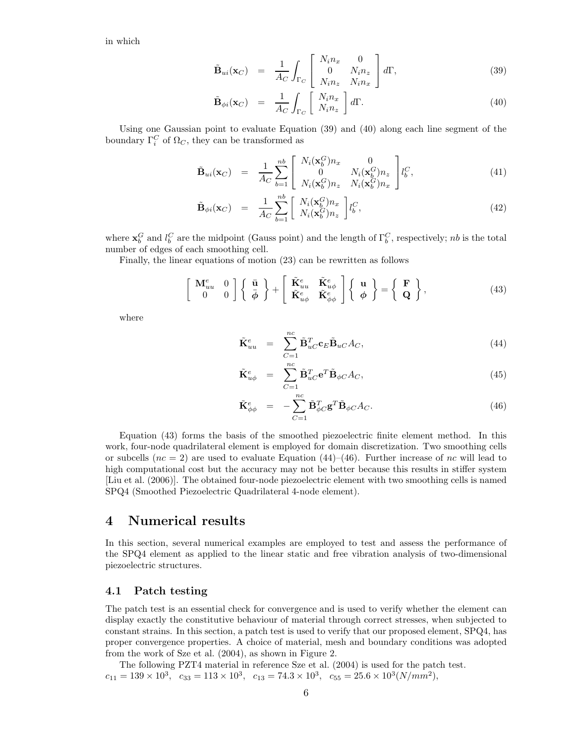in which

$$\tilde{\mathbf{B}}_{ui}(\mathbf{x}_C) = \frac{1}{A_C}\int_{\Gamma_C}\begin{bmatrix} N_i n_x & 0 \\ 0 & N_i n_z \\ N_i n_z & N_i n_x \end{bmatrix} d\Gamma, \tag{39}$$

$$\tilde{\mathbf{B}}_{\phi i}(\mathbf{x}_C) = \frac{1}{A_C}\int_{\Gamma_C}\begin{bmatrix} N_i n_x \\ N_i n_z \end{bmatrix} d\Gamma. \tag{40}$$

Using one Gaussian point to evaluate Equation (39) and (40) along each line segment of the boundary $\Gamma_i^C$ of $\Omega_C$, they can be transformed as

$$\tilde{\mathbf{B}}_{ui}(\mathbf{x}_C) = \frac{1}{A_C}\sum_{b=1}^{nb}\begin{bmatrix} N_i(\mathbf{x}_b^G)n_x & 0 \\ 0 & N_i(\mathbf{x}_b^G)n_z \\ N_i(\mathbf{x}_b^G)n_z & N_i(\mathbf{x}_b^G)n_x \end{bmatrix} l_b^C, \tag{41}$$

$$\tilde{\mathbf{B}}_{\phi i}(\mathbf{x}_C) = \frac{1}{A_C}\sum_{b=1}^{nb}\begin{bmatrix} N_i(\mathbf{x}_b^G)n_x \\ N_i(\mathbf{x}_b^G)n_z \end{bmatrix} l_b^C, \tag{42}$$

where $\mathbf{x}_b^G$ and $l_b^C$ are the midpoint (Gauss point) and the length of $\Gamma_b^C$, respectively; $nb$ is the total number of edges of each smoothing cell.

Finally, the linear equations of motion (23) can be rewritten as follows

$$\begin{bmatrix} \mathbf{M}_{uu}^e & 0 \\ 0 & 0 \end{bmatrix}\begin{Bmatrix} \ddot{\mathbf{u}} \\ \ddot{\boldsymbol{\phi}} \end{Bmatrix} + \begin{bmatrix} \tilde{\mathbf{K}}_{uu}^e & \tilde{\mathbf{K}}_{u\phi}^e \\ \tilde{\mathbf{K}}_{u\phi}^e & \tilde{\mathbf{K}}_{\phi\phi}^e \end{bmatrix}\begin{Bmatrix} \mathbf{u} \\ \boldsymbol{\phi} \end{Bmatrix} = \begin{Bmatrix} \mathbf{F} \\ \mathbf{Q} \end{Bmatrix}, \tag{43}$$

where

$$\tilde{\mathbf{K}}_{uu}^e = \sum_{C=1}^{nc}\tilde{\mathbf{B}}_{uC}^T\mathbf{c}_E\tilde{\mathbf{B}}_{uC}A_C, \tag{44}$$

$$\tilde{\mathbf{K}}_{u\phi}^e = \sum_{C=1}^{nc}\tilde{\mathbf{B}}_{uC}^T\mathbf{e}^T\tilde{\mathbf{B}}_{\phi C}A_C, \tag{45}$$

$$\tilde{\mathbf{K}}_{\phi\phi}^e = -\sum_{C=1}^{nc}\tilde{\mathbf{B}}_{\phi C}^T\mathbf{g}^T\tilde{\mathbf{B}}_{\phi C}A_C. \tag{46}$$

Equation (43) forms the basis of the smoothed piezoelectric finite element method. In this work, four-node quadrilateral element is employed for domain discretization. Two smoothing cells or subcells ($nc = 2$) are used to evaluate Equation (44)–(46). Further increase of $nc$ will lead to high computational cost but the accuracy may not be better because this results in stiffer system [Liu et al. (2006)]. The obtained four-node piezoelectric element with two smoothing cells is named SPQ4 (Smoothed Piezoelectric Quadrilateral 4-node element).

# 4 Numerical results

In this section, several numerical examples are employed to test and assess the performance of the SPQ4 element as applied to the linear static and free vibration analysis of two-dimensional piezoelectric structures.

## 4.1 Patch testing

The patch test is an essential check for convergence and is used to verify whether the element can display exactly the constitutive behaviour of material through correct stresses, when subjected to constant strains. In this section, a patch test is used to verify that our proposed element, SPQ4, has proper convergence properties. A choice of material, mesh and boundary conditions was adopted from the work of Sze et al. (2004), as shown in Figure 2.

The following PZT4 material in reference Sze et al. (2004) is used for the patch test.
$c_{11} = 139\times10^3$, $c_{33} = 113\times10^3$, $c_{13} = 74.3\times10^3$, $c_{55} = 25.6\times10^3 (N/mm^2)$,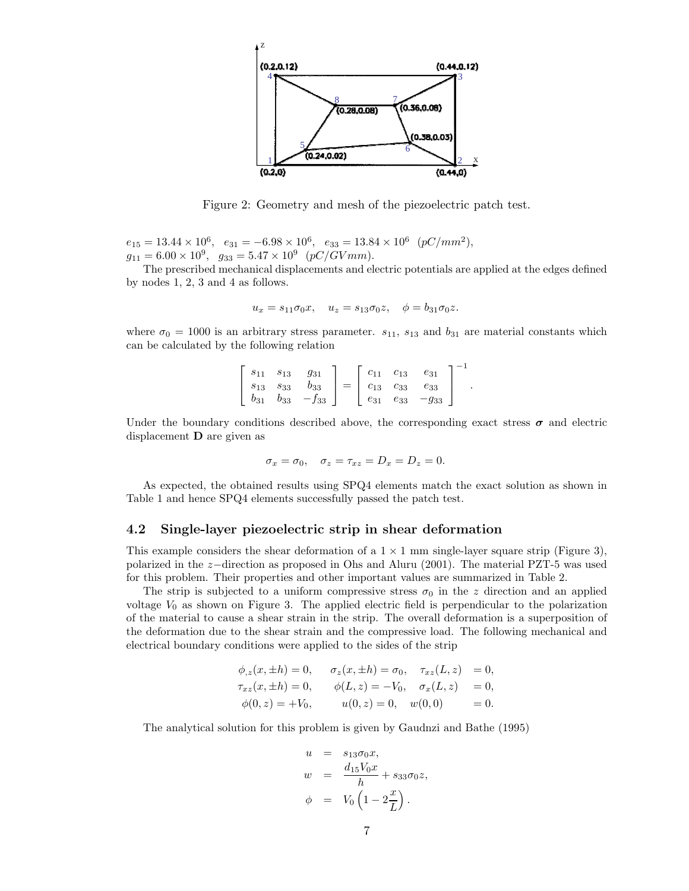Figure 2: Geometry and mesh of the piezoelectric patch test.

$e_{15} = 13.44 \times 10^6$, $e_{31} = -6.98 \times 10^6$, $e_{33} = 13.84 \times 10^6$ $(pC/mm^2)$,
$g_{11} = 6.00 \times 10^9$, $g_{33} = 5.47 \times 10^9$ $(pC/GVmm)$.

The prescribed mechanical displacements and electric potentials are applied at the edges defined by nodes 1, 2, 3 and 4 as follows.

$$u_x = s_{11}\sigma_0 x, \quad u_z = s_{13}\sigma_0 z, \quad \phi = b_{31}\sigma_0 z.$$

where $\sigma_0 = 1000$ is an arbitrary stress parameter. $s_{11}$, $s_{13}$ and $b_{31}$ are material constants which can be calculated by the following relation

$$\begin{bmatrix} s_{11} & s_{13} & g_{31} \\ s_{13} & s_{33} & b_{33} \\ b_{31} & b_{33} & -f_{33} \end{bmatrix} = \begin{bmatrix} c_{11} & c_{13} & e_{31} \\ c_{13} & c_{33} & e_{33} \\ e_{31} & e_{33} & -g_{33} \end{bmatrix}^{-1}.$$

Under the boundary conditions described above, the corresponding exact stress $\boldsymbol{\sigma}$ and electric displacement $\mathbf{D}$ are given as

$$\sigma_x = \sigma_0, \quad \sigma_z = \tau_{xz} = D_x = D_z = 0.$$

As expected, the obtained results using SPQ4 elements match the exact solution as shown in Table 1 and hence SPQ4 elements successfully passed the patch test.

### 4.2 Single-layer piezoelectric strip in shear deformation

This example considers the shear deformation of a $1 \times 1$ mm single-layer square strip (Figure 3), polarized in the $z-$direction as proposed in Ohs and Aluru (2001). The material PZT-5 was used for this problem. Their properties and other important values are summarized in Table 2.

The strip is subjected to a uniform compressive stress $\sigma_0$ in the $z$ direction and an applied voltage $V_0$ as shown on Figure 3. The applied electric field is perpendicular to the polarization of the material to cause a shear strain in the strip. The overall deformation is a superposition of the deformation due to the shear strain and the compressive load. The following mechanical and electrical boundary conditions were applied to the sides of the strip

$$\begin{aligned} \phi_{,z}(x, \pm h) = 0, \quad & \sigma_z(x, \pm h) = \sigma_0, \quad \tau_{xz}(L, z) &= 0, \\ \tau_{xz}(x, \pm h) = 0, \quad & \phi(L, z) = -V_0, \quad \sigma_x(L, z) &= 0, \\ \phi(0, z) = +V_0, \quad & u(0, z) = 0, \quad w(0, 0) &= 0. \end{aligned}$$

The analytical solution for this problem is given by Gaudnzi and Bathe (1995)

$$\begin{aligned} u &= s_{13}\sigma_0 x, \\ w &= \frac{d_{15}V_0 x}{h} + s_{33}\sigma_0 z, \\ \phi &= V_0\left(1 - 2\frac{x}{L}\right). \end{aligned}$$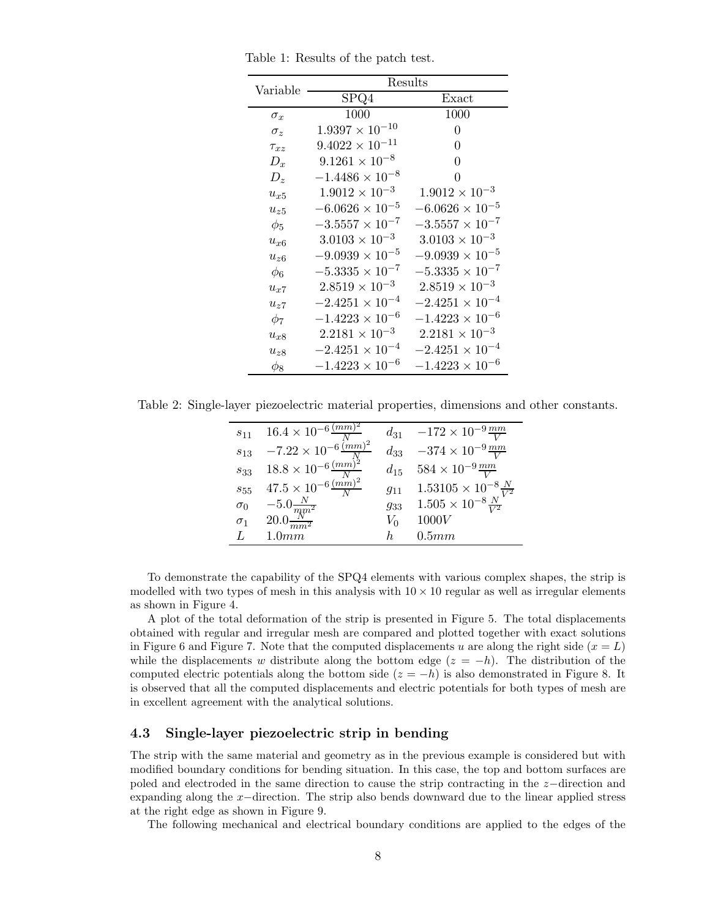Table 1: Results of the patch test.

| Variable | Results | |
|---|---|---|
| | SPQ4 | Exact |
| $\sigma_x$ | 1000 | 1000 |
| $\sigma_z$ | $1.9397 \times 10^{-10}$ | 0 |
| $\tau_{xz}$ | $9.4022 \times 10^{-11}$ | 0 |
| $D_x$ | $9.1261 \times 10^{-8}$ | 0 |
| $D_z$ | $-1.4486 \times 10^{-8}$ | 0 |
| $u_{x5}$ | $1.9012 \times 10^{-3}$ | $1.9012 \times 10^{-3}$ |
| $u_{z5}$ | $-6.0626 \times 10^{-5}$ | $-6.0626 \times 10^{-5}$ |
| $\phi_5$ | $-3.5557 \times 10^{-7}$ | $-3.5557 \times 10^{-7}$ |
| $u_{x6}$ | $3.0103 \times 10^{-3}$ | $3.0103 \times 10^{-3}$ |
| $u_{z6}$ | $-9.0939 \times 10^{-5}$ | $-9.0939 \times 10^{-5}$ |
| $\phi_6$ | $-5.3335 \times 10^{-7}$ | $-5.3335 \times 10^{-7}$ |
| $u_{x7}$ | $2.8519 \times 10^{-3}$ | $2.8519 \times 10^{-3}$ |
| $u_{z7}$ | $-2.4251 \times 10^{-4}$ | $-2.4251 \times 10^{-4}$ |
| $\phi_7$ | $-1.4223 \times 10^{-6}$ | $-1.4223 \times 10^{-6}$ |
| $u_{x8}$ | $2.2181 \times 10^{-3}$ | $2.2181 \times 10^{-3}$ |
| $u_{z8}$ | $-2.4251 \times 10^{-4}$ | $-2.4251 \times 10^{-4}$ |
| $\phi_8$ | $-1.4223 \times 10^{-6}$ | $-1.4223 \times 10^{-6}$ |

Table 2: Single-layer piezoelectric material properties, dimensions and other constants.

| | | | |
|---|---|---|---|
| $s_{11}$ | $16.4 \times 10^{-6} \frac{(mm)^2}{N}$ | $d_{31}$ | $-172 \times 10^{-9} \frac{mm}{V}$ |
| $s_{13}$ | $-7.22 \times 10^{-6} \frac{(mm)^2}{N}$ | $d_{33}$ | $-374 \times 10^{-9} \frac{mm}{V}$ |
| $s_{33}$ | $18.8 \times 10^{-6} \frac{(mm)^2}{N}$ | $d_{15}$ | $584 \times 10^{-9} \frac{mm}{V}$ |
| $s_{55}$ | $47.5 \times 10^{-6} \frac{(mm)^2}{N}$ | $g_{11}$ | $1.53105 \times 10^{-8} \frac{N}{V^2}$ |
| $\sigma_0$ | $-5.0 \frac{N}{mm^2}$ | $g_{33}$ | $1.505 \times 10^{-8} \frac{N}{V^2}$ |
| $\sigma_1$ | $20.0 \frac{N}{mm^2}$ | $V_0$ | $1000V$ |
| $L$ | $1.0mm$ | $h$ | $0.5mm$ |

To demonstrate the capability of the SPQ4 elements with various complex shapes, the strip is modelled with two types of mesh in this analysis with $10 \times 10$ regular as well as irregular elements as shown in Figure 4.

A plot of the total deformation of the strip is presented in Figure 5. The total displacements obtained with regular and irregular mesh are compared and plotted together with exact solutions in Figure 6 and Figure 7. Note that the computed displacements $u$ are along the right side ($x = L$) while the displacements $w$ distribute along the bottom edge ($z = -h$). The distribution of the computed electric potentials along the bottom side ($z = -h$) is also demonstrated in Figure 8. It is observed that all the computed displacements and electric potentials for both types of mesh are in excellent agreement with the analytical solutions.

### 4.3 Single-layer piezoelectric strip in bending

The strip with the same material and geometry as in the previous example is considered but with modified boundary conditions for bending situation. In this case, the top and bottom surfaces are poled and electroded in the same direction to cause the strip contracting in the $z-$direction and expanding along the $x-$direction. The strip also bends downward due to the linear applied stress at the right edge as shown in Figure 9.

The following mechanical and electrical boundary conditions are applied to the edges of the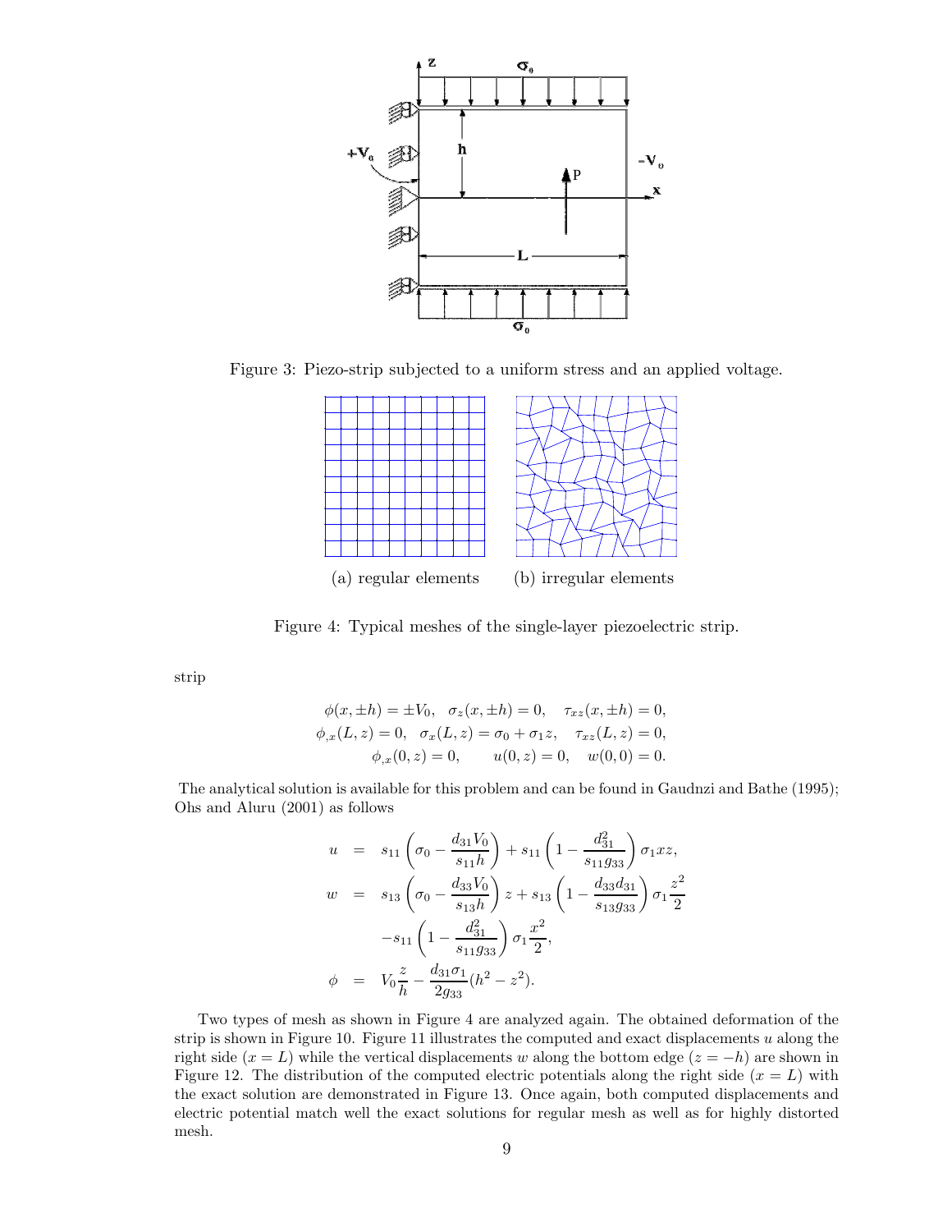Figure 3: Piezo-strip subjected to a uniform stress and an applied voltage.

(a) regular elements (b) irregular elements

Figure 4: Typical meshes of the single-layer piezoelectric strip.

strip

$$
\begin{aligned}
\phi(x, \pm h) = \pm V_0, \quad \sigma_z(x, \pm h) = 0, \quad \tau_{xz}(x, \pm h) = 0, \\
\phi_{,x}(L, z) = 0, \quad \sigma_x(L, z) = \sigma_0 + \sigma_1 z, \quad \tau_{xz}(L, z) = 0, \\
\phi_{,x}(0, z) = 0, \qquad u(0, z) = 0, \quad w(0, 0) = 0.
\end{aligned}
$$

The analytical solution is available for this problem and can be found in Gaudnzi and Bathe (1995); Ohs and Aluru (2001) as follows

$$
\begin{aligned}
u &= s_{11}\left(\sigma_0 - \frac{d_{31}V_0}{s_{11}h}\right) + s_{11}\left(1 - \frac{d_{31}^2}{s_{11}g_{33}}\right)\sigma_1 xz, \\
w &= s_{13}\left(\sigma_0 - \frac{d_{33}V_0}{s_{13}h}\right)z + s_{13}\left(1 - \frac{d_{33}d_{31}}{s_{13}g_{33}}\right)\sigma_1\frac{z^2}{2} \\
&\quad - s_{11}\left(1 - \frac{d_{31}^2}{s_{11}g_{33}}\right)\sigma_1\frac{x^2}{2}, \\
\phi &= V_0\frac{z}{h} - \frac{d_{31}\sigma_1}{2g_{33}}(h^2 - z^2).
\end{aligned}
$$

Two types of mesh as shown in Figure 4 are analyzed again. The obtained deformation of the strip is shown in Figure 10. Figure 11 illustrates the computed and exact displacements $u$ along the right side ($x = L$) while the vertical displacements $w$ along the bottom edge ($z = -h$) are shown in Figure 12. The distribution of the computed electric potentials along the right side ($x = L$) with the exact solution are demonstrated in Figure 13. Once again, both computed displacements and electric potential match well the exact solutions for regular mesh as well as for highly distorted mesh.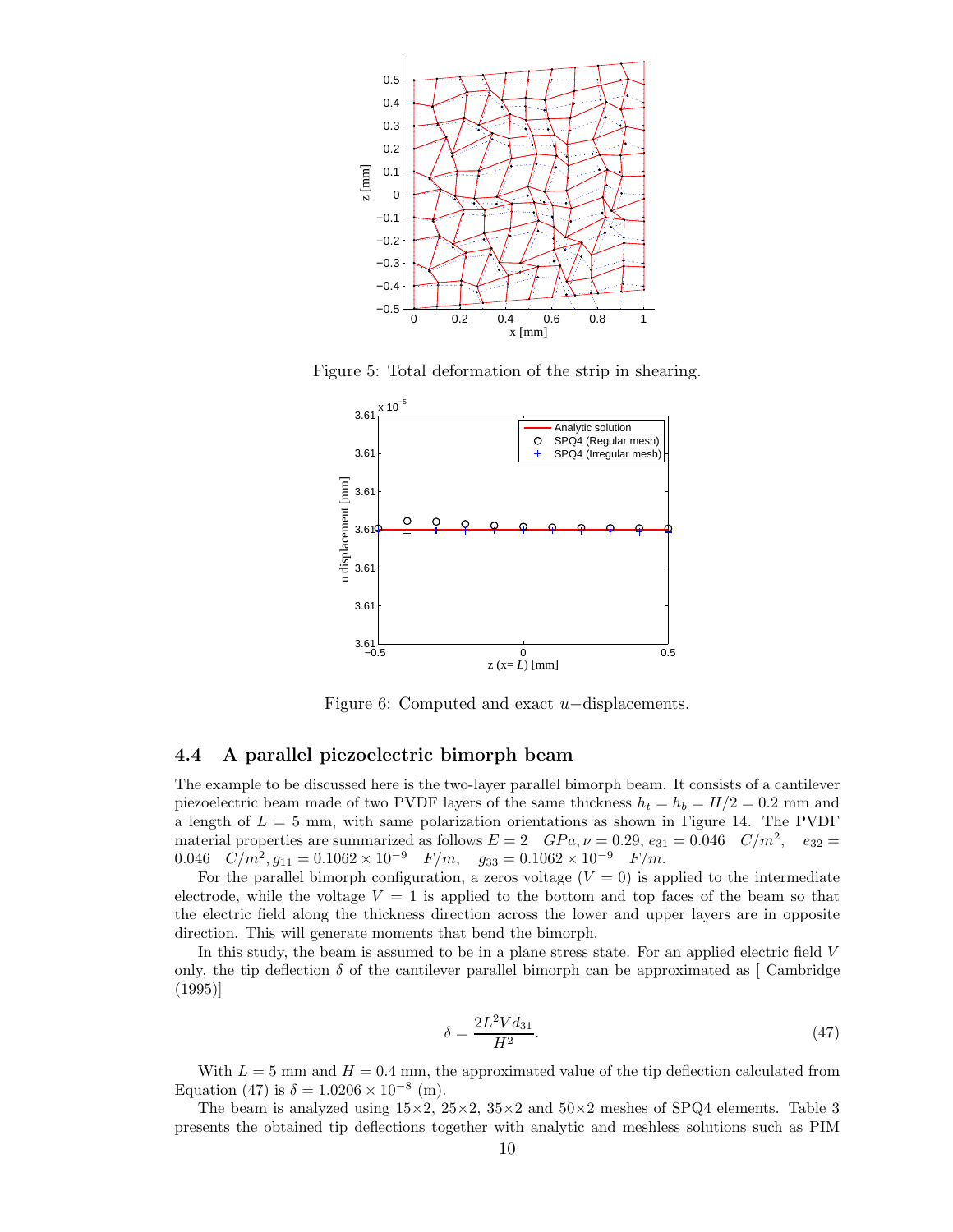Figure 5: Total deformation of the strip in shearing.

Figure 6: Computed and exact $u$−displacements.

### 4.4 A parallel piezoelectric bimorph beam

The example to be discussed here is the two-layer parallel bimorph beam. It consists of a cantilever piezoelectric beam made of two PVDF layers of the same thickness $h_t = h_b = H/2 = 0.2$ mm and a length of $L = 5$ mm, with same polarization orientations as shown in Figure 14. The PVDF material properties are summarized as follows $E = 2 \quad GPa, \nu = 0.29, e_{31} = 0.046 \quad C/m^2, \quad e_{32} = 0.046 \quad C/m^2, g_{11} = 0.1062 \times 10^{-9} \quad F/m, \quad g_{33} = 0.1062 \times 10^{-9} \quad F/m.$

For the parallel bimorph configuration, a zeros voltage ($V = 0$) is applied to the intermediate electrode, while the voltage $V = 1$ is applied to the bottom and top faces of the beam so that the electric field along the thickness direction across the lower and upper layers are in opposite direction. This will generate moments that bend the bimorph.

In this study, the beam is assumed to be in a plane stress state. For an applied electric field $V$ only, the tip deflection $\delta$ of the cantilever parallel bimorph can be approximated as [ Cambridge (1995)]

$$\delta = \frac{2L^2 V d_{31}}{H^2}. \tag{47}$$

With $L = 5$ mm and $H = 0.4$ mm, the approximated value of the tip deflection calculated from Equation (47) is $\delta = 1.0206 \times 10^{-8}$ (m).

The beam is analyzed using 15×2, 25×2, 35×2 and 50×2 meshes of SPQ4 elements. Table 3 presents the obtained tip deflections together with analytic and meshless solutions such as PIM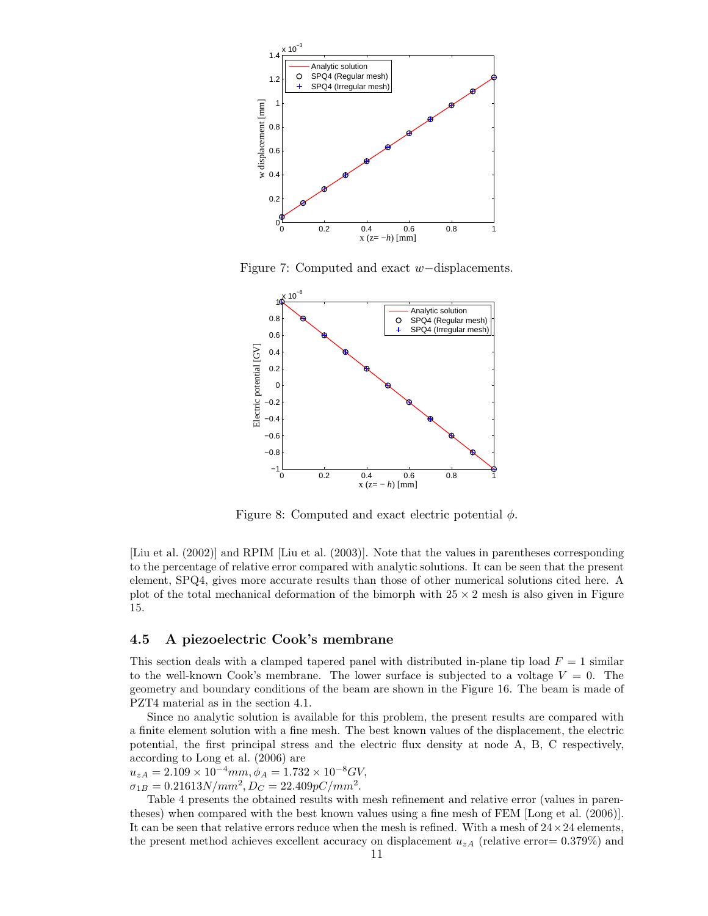Figure 7: Computed and exact $w-$displacements.

Figure 8: Computed and exact electric potential $\phi$.

[Liu et al. (2002)] and RPIM [Liu et al. (2003)]. Note that the values in parentheses corresponding to the percentage of relative error compared with analytic solutions. It can be seen that the present element, SPQ4, gives more accurate results than those of other numerical solutions cited here. A plot of the total mechanical deformation of the bimorph with $25 \times 2$ mesh is also given in Figure 15.

## 4.5 A piezoelectric Cook's membrane

This section deals with a clamped tapered panel with distributed in-plane tip load $F = 1$ similar to the well-known Cook's membrane. The lower surface is subjected to a voltage $V = 0$. The geometry and boundary conditions of the beam are shown in the Figure 16. The beam is made of PZT4 material as in the section 4.1.

Since no analytic solution is available for this problem, the present results are compared with a finite element solution with a fine mesh. The best known values of the displacement, the electric potential, the first principal stress and the electric flux density at node A, B, C respectively, according to Long et al. (2006) are
$u_{zA} = 2.109 \times 10^{-4} mm, \phi_A = 1.732 \times 10^{-8} GV$,
$\sigma_{1B} = 0.21613 N/mm^2, D_C = 22.409 pC/mm^2$.

Table 4 presents the obtained results with mesh refinement and relative error (values in parentheses) when compared with the best known values using a fine mesh of FEM [Long et al. (2006)]. It can be seen that relative errors reduce when the mesh is refined. With a mesh of $24 \times 24$ elements, the present method achieves excellent accuracy on displacement $u_{zA}$ (relative error= 0.379%) and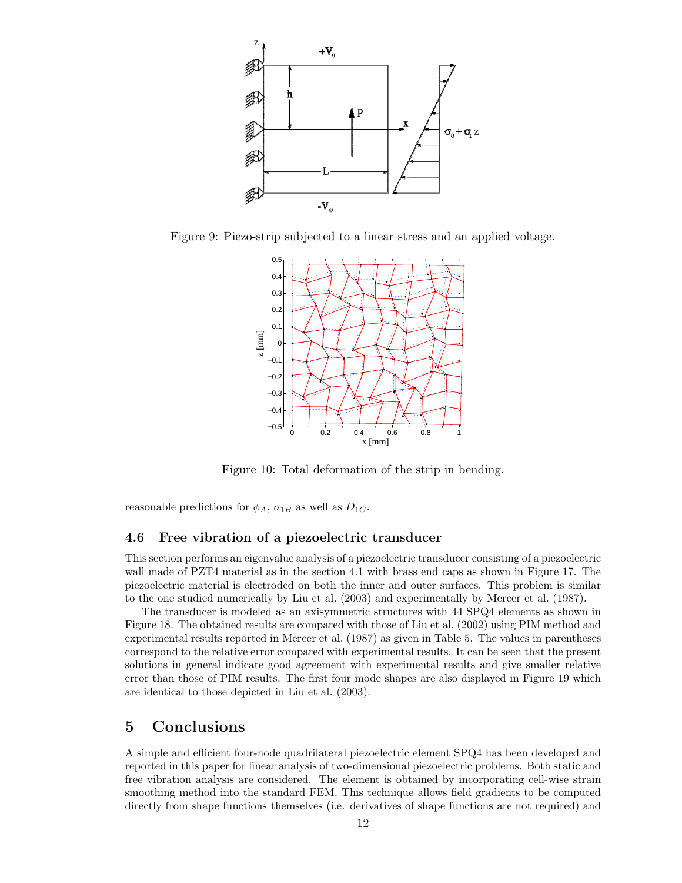Figure 9: Piezo-strip subjected to a linear stress and an applied voltage.

Figure 10: Total deformation of the strip in bending.

reasonable predictions for $\phi_A$, $\sigma_{1B}$ as well as $D_{1C}$.

### 4.6 Free vibration of a piezoelectric transducer

This section performs an eigenvalue analysis of a piezoelectric transducer consisting of a piezoelectric wall made of PZT4 material as in the section 4.1 with brass end caps as shown in Figure 17. The piezoelectric material is electroded on both the inner and outer surfaces. This problem is similar to the one studied numerically by Liu et al. (2003) and experimentally by Mercer et al. (1987).

The transducer is modeled as an axisymmetric structures with 44 SPQ4 elements as shown in Figure 18. The obtained results are compared with those of Liu et al. (2002) using PIM method and experimental results reported in Mercer et al. (1987) as given in Table 5. The values in parentheses correspond to the relative error compared with experimental results. It can be seen that the present solutions in general indicate good agreement with experimental results and give smaller relative error than those of PIM results. The first four mode shapes are also displayed in Figure 19 which are identical to those depicted in Liu et al. (2003).

## 5 Conclusions

A simple and efficient four-node quadrilateral piezoelectric element SPQ4 has been developed and reported in this paper for linear analysis of two-dimensional piezoelectric problems. Both static and free vibration analysis are considered. The element is obtained by incorporating cell-wise strain smoothing method into the standard FEM. This technique allows field gradients to be computed directly from shape functions themselves (i.e. derivatives of shape functions are not required) and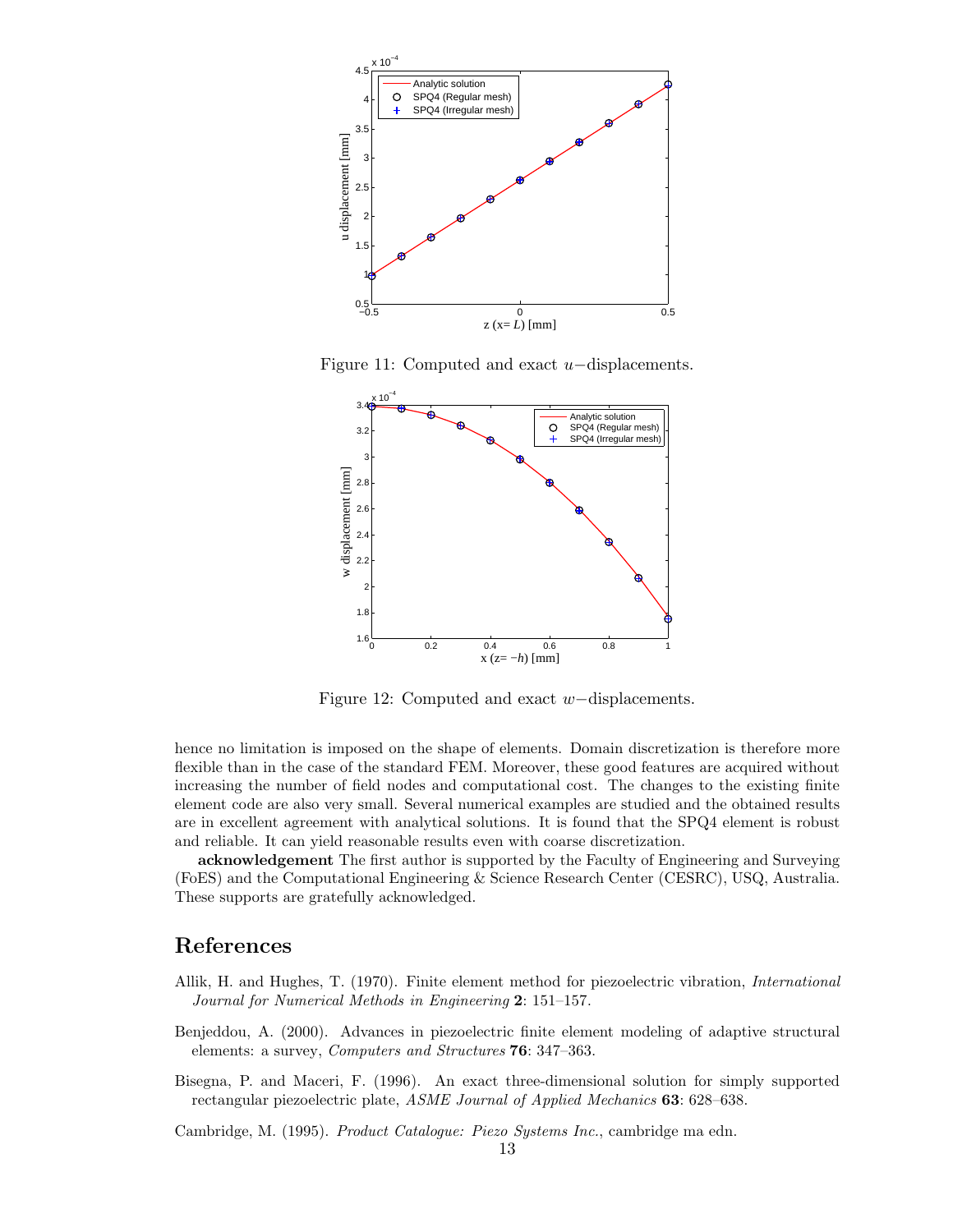Figure 11: Computed and exact $u-$displacements.

Figure 12: Computed and exact $w-$displacements.

hence no limitation is imposed on the shape of elements. Domain discretization is therefore more flexible than in the case of the standard FEM. Moreover, these good features are acquired without increasing the number of field nodes and computational cost. The changes to the existing finite element code are also very small. Several numerical examples are studied and the obtained results are in excellent agreement with analytical solutions. It is found that the SPQ4 element is robust and reliable. It can yield reasonable results even with coarse discretization.

**acknowledgement** The first author is supported by the Faculty of Engineering and Surveying (FoES) and the Computational Engineering & Science Research Center (CESRC), USQ, Australia. These supports are gratefully acknowledged.

# References

Allik, H. and Hughes, T. (1970). Finite element method for piezoelectric vibration, *International Journal for Numerical Methods in Engineering* **2**: 151–157.

Benjeddou, A. (2000). Advances in piezoelectric finite element modeling of adaptive structural elements: a survey, *Computers and Structures* **76**: 347–363.

Bisegna, P. and Maceri, F. (1996). An exact three-dimensional solution for simply supported rectangular piezoelectric plate, *ASME Journal of Applied Mechanics* **63**: 628–638.

Cambridge, M. (1995). *Product Catalogue: Piezo Systems Inc.*, cambridge ma edn.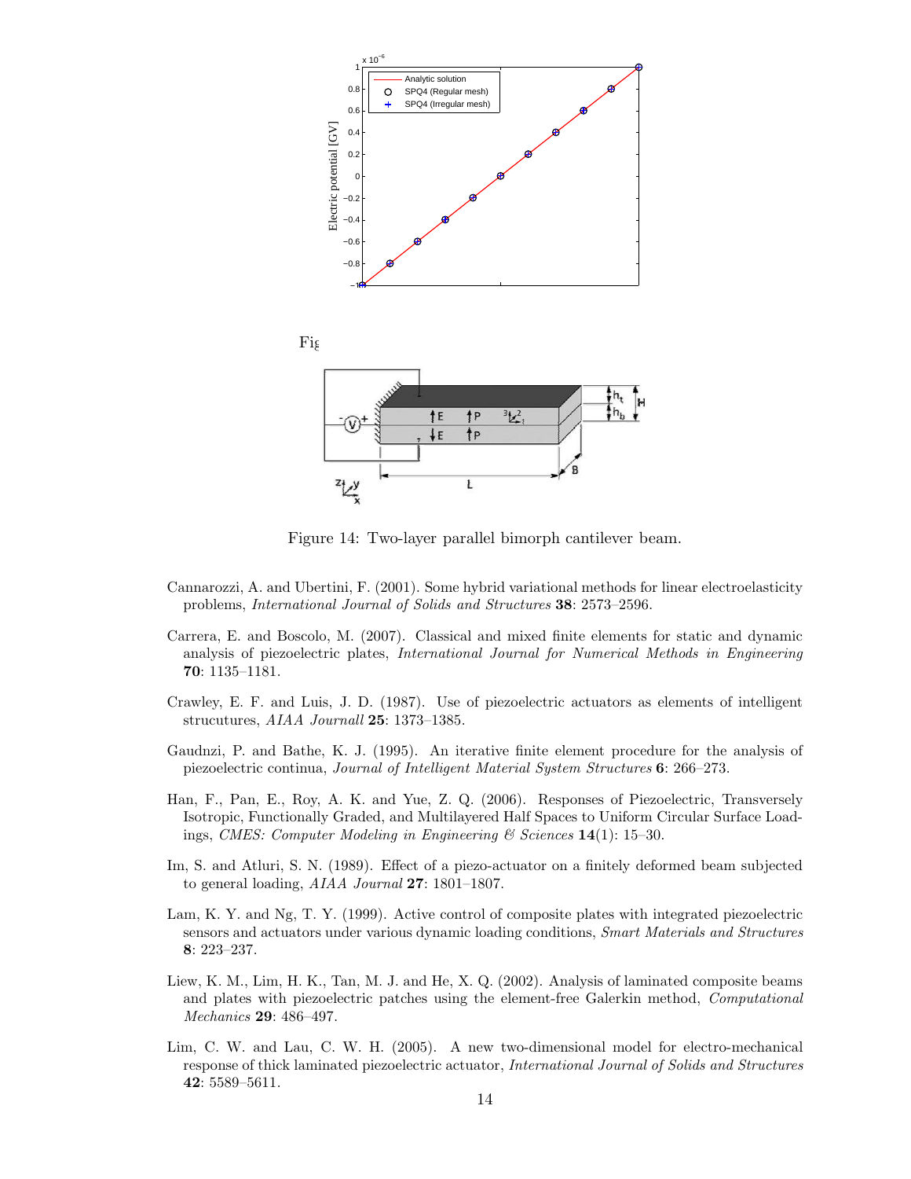Figure 14: Two-layer parallel bimorph cantilever beam.

Cannarozzi, A. and Ubertini, F. (2001). Some hybrid variational methods for linear electroelasticity problems, *International Journal of Solids and Structures* **38**: 2573–2596.

Carrera, E. and Boscolo, M. (2007). Classical and mixed finite elements for static and dynamic analysis of piezoelectric plates, *International Journal for Numerical Methods in Engineering* **70**: 1135–1181.

Crawley, E. F. and Luis, J. D. (1987). Use of piezoelectric actuators as elements of intelligent strucutures, *AIAA Journall* **25**: 1373–1385.

Gaudnzi, P. and Bathe, K. J. (1995). An iterative finite element procedure for the analysis of piezoelectric continua, *Journal of Intelligent Material System Structures* **6**: 266–273.

Han, F., Pan, E., Roy, A. K. and Yue, Z. Q. (2006). Responses of Piezoelectric, Transversely Isotropic, Functionally Graded, and Multilayered Half Spaces to Uniform Circular Surface Loadings, *CMES: Computer Modeling in Engineering & Sciences* **14**(1): 15–30.

Im, S. and Atluri, S. N. (1989). Effect of a piezo-actuator on a finitely deformed beam subjected to general loading, *AIAA Journal* **27**: 1801–1807.

Lam, K. Y. and Ng, T. Y. (1999). Active control of composite plates with integrated piezoelectric sensors and actuators under various dynamic loading conditions, *Smart Materials and Structures* **8**: 223–237.

Liew, K. M., Lim, H. K., Tan, M. J. and He, X. Q. (2002). Analysis of laminated composite beams and plates with piezoelectric patches using the element-free Galerkin method, *Computational Mechanics* **29**: 486–497.

Lim, C. W. and Lau, C. W. H. (2005). A new two-dimensional model for electro-mechanical response of thick laminated piezoelectric actuator, *International Journal of Solids and Structures* **42**: 5589–5611.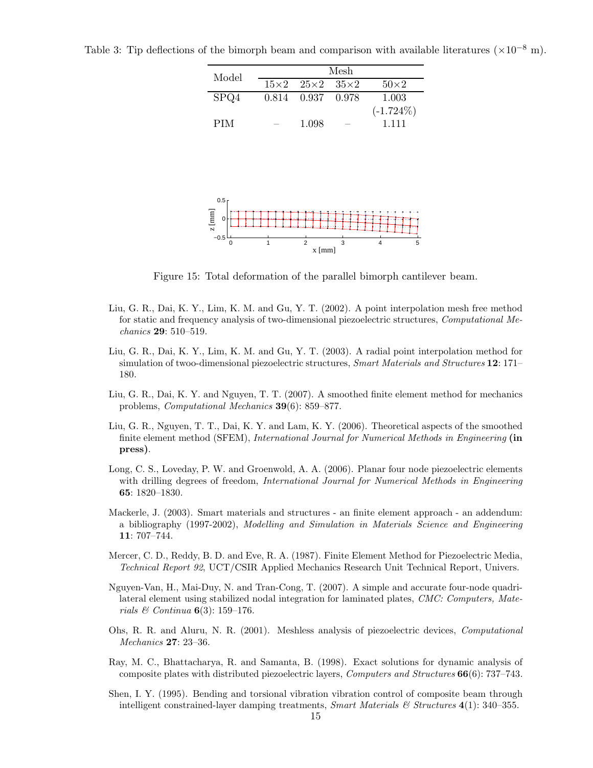Table 3: Tip deflections of the bimorph beam and comparison with available literatures ($\times 10^{-8}$ m).

| Model | Mesh | | | |
|---|---|---|---|---|
| | 15×2 | 25×2 | 35×2 | 50×2 |
| SPQ4 | 0.814 | 0.937 | 0.978 | 1.003 (-1.724%) |
| PIM | – | 1.098 | – | 1.111 |

Figure 15: Total deformation of the parallel bimorph cantilever beam.

Liu, G. R., Dai, K. Y., Lim, K. M. and Gu, Y. T. (2002). A point interpolation mesh free method for static and frequency analysis of two-dimensional piezoelectric structures, *Computational Mechanics* **29**: 510–519.

Liu, G. R., Dai, K. Y., Lim, K. M. and Gu, Y. T. (2003). A radial point interpolation method for simulation of twoo-dimensional piezoelectric structures, *Smart Materials and Structures* **12**: 171–180.

Liu, G. R., Dai, K. Y. and Nguyen, T. T. (2007). A smoothed finite element method for mechanics problems, *Computational Mechanics* **39**(6): 859–877.

Liu, G. R., Nguyen, T. T., Dai, K. Y. and Lam, K. Y. (2006). Theoretical aspects of the smoothed finite element method (SFEM), *International Journal for Numerical Methods in Engineering* **(in press)**.

Long, C. S., Loveday, P. W. and Groenwold, A. A. (2006). Planar four node piezoelectric elements with drilling degrees of freedom, *International Journal for Numerical Methods in Engineering* **65**: 1820–1830.

Mackerle, J. (2003). Smart materials and structures - an finite element approach - an addendum: a bibliography (1997-2002), *Modelling and Simulation in Materials Science and Engineering* **11**: 707–744.

Mercer, C. D., Reddy, B. D. and Eve, R. A. (1987). Finite Element Method for Piezoelectric Media, *Technical Report 92*, UCT/CSIR Applied Mechanics Research Unit Technical Report, Univers.

Nguyen-Van, H., Mai-Duy, N. and Tran-Cong, T. (2007). A simple and accurate four-node quadrilateral element using stabilized nodal integration for laminated plates, *CMC: Computers, Materials & Continua* **6**(3): 159–176.

Ohs, R. R. and Aluru, N. R. (2001). Meshless analysis of piezoelectric devices, *Computational Mechanics* **27**: 23–36.

Ray, M. C., Bhattacharya, R. and Samanta, B. (1998). Exact solutions for dynamic analysis of composite plates with distributed piezoelectric layers, *Computers and Structures* **66**(6): 737–743.

Shen, I. Y. (1995). Bending and torsional vibration vibration control of composite beam through intelligent constrained-layer damping treatments, *Smart Materials & Structures* **4**(1): 340–355.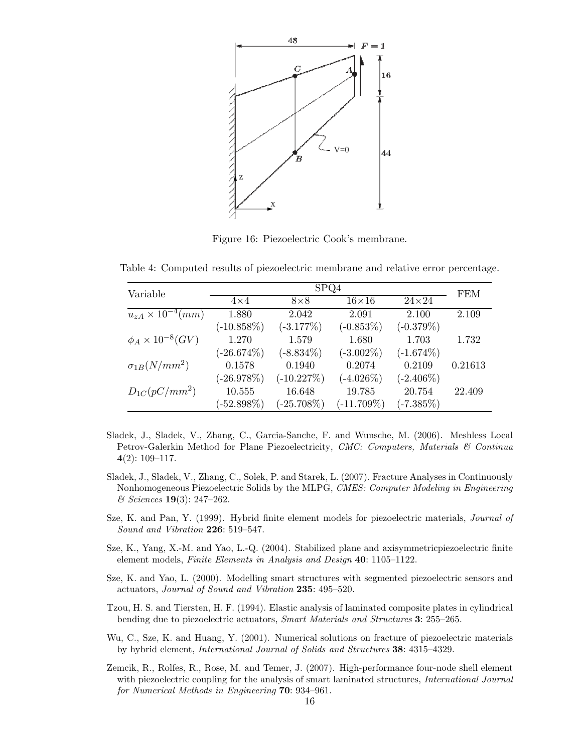Figure 16: Piezoelectric Cook's membrane.

Table 4: Computed results of piezoelectric membrane and relative error percentage.

| Variable | SPQ4 | | | | FEM |
|---|---|---|---|---|---|
| | 4×4 | 8×8 | 16×16 | 24×24 | |
| $u_{zA} \times 10^{-4}(mm)$ | 1.880 | 2.042 | 2.091 | 2.100 | 2.109 |
| | (-10.858%) | (-3.177%) | (-0.853%) | (-0.379%) | |
| $\phi_A \times 10^{-8}(GV)$ | 1.270 | 1.579 | 1.680 | 1.703 | 1.732 |
| | (-26.674%) | (-8.834%) | (-3.002%) | (-1.674%) | |
| $\sigma_{1B}(N/mm^2)$ | 0.1578 | 0.1940 | 0.2074 | 0.2109 | 0.21613 |
| | (-26.978%) | (-10.227%) | (-4.026%) | (-2.406%) | |
| $D_{1C}(pC/mm^2)$ | 10.555 | 16.648 | 19.785 | 20.754 | 22.409 |
| | (-52.898%) | (-25.708%) | (-11.709%) | (-7.385%) | |

Sladek, J., Sladek, V., Zhang, C., Garcia-Sanche, F. and Wunsche, M. (2006). Meshless Local Petrov-Galerkin Method for Plane Piezoelectricity, *CMC: Computers, Materials & Continua* **4**(2): 109–117.

Sladek, J., Sladek, V., Zhang, C., Solek, P. and Starek, L. (2007). Fracture Analyses in Continuously Nonhomogeneous Piezoelectric Solids by the MLPG, *CMES: Computer Modeling in Engineering & Sciences* **19**(3): 247–262.

Sze, K. and Pan, Y. (1999). Hybrid finite element models for piezoelectric materials, *Journal of Sound and Vibration* **226**: 519–547.

Sze, K., Yang, X.-M. and Yao, L.-Q. (2004). Stabilized plane and axisymmetricpiezoelectric finite element models, *Finite Elements in Analysis and Design* **40**: 1105–1122.

Sze, K. and Yao, L. (2000). Modelling smart structures with segmented piezoelectric sensors and actuators, *Journal of Sound and Vibration* **235**: 495–520.

Tzou, H. S. and Tiersten, H. F. (1994). Elastic analysis of laminated composite plates in cylindrical bending due to piezoelectric actuators, *Smart Materials and Structures* **3**: 255–265.

Wu, C., Sze, K. and Huang, Y. (2001). Numerical solutions on fracture of piezoelectric materials by hybrid element, *International Journal of Solids and Structures* **38**: 4315–4329.

Zemcik, R., Rolfes, R., Rose, M. and Temer, J. (2007). High-performance four-node shell element with piezoelectric coupling for the analysis of smart laminated structures, *International Journal for Numerical Methods in Engineering* **70**: 934–961.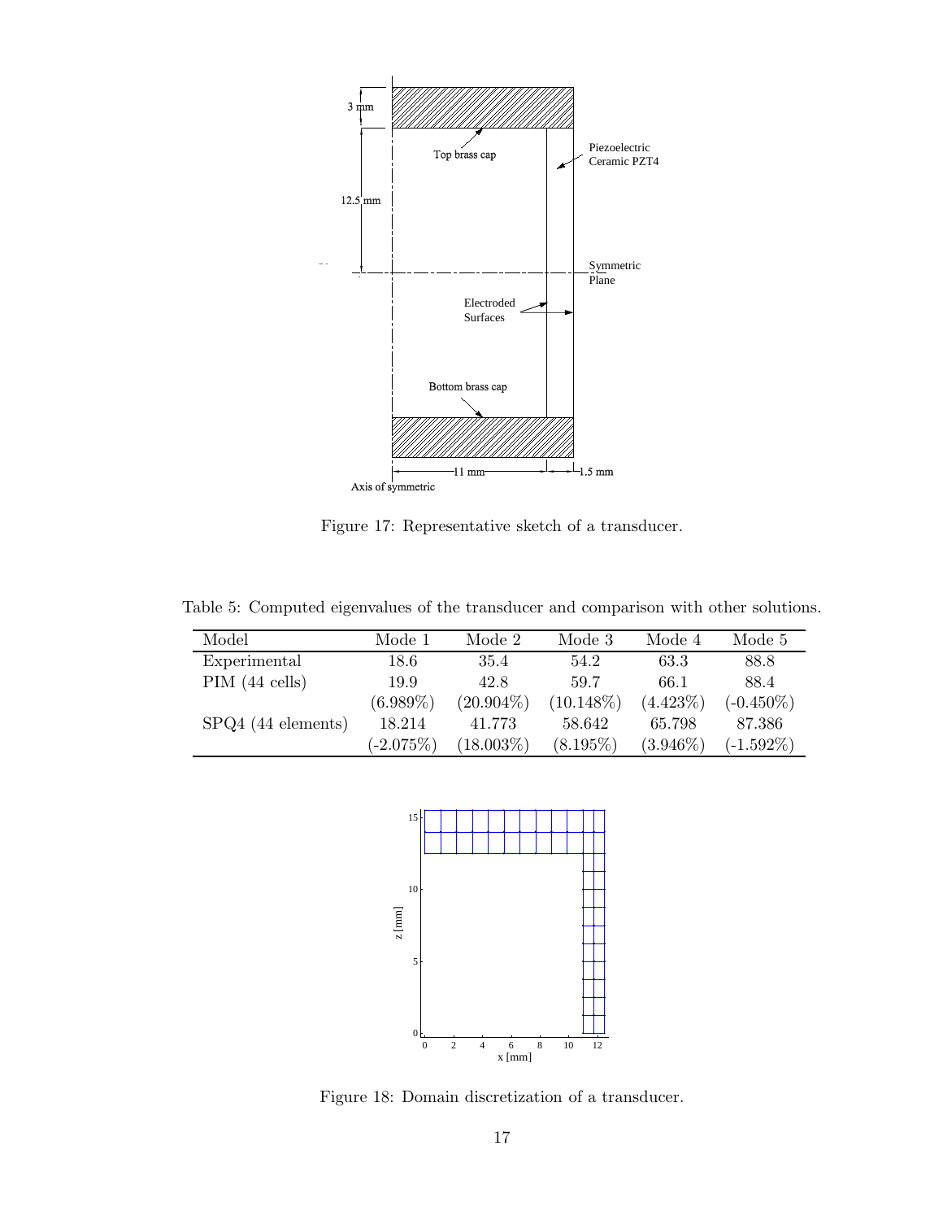Figure 17: Representative sketch of a transducer.

Table 5: Computed eigenvalues of the transducer and comparison with other solutions.

| Model | Mode 1 | Mode 2 | Mode 3 | Mode 4 | Mode 5 |
|---|---|---|---|---|---|
| Experimental | 18.6 | 35.4 | 54.2 | 63.3 | 88.8 |
| PIM (44 cells) | 19.9 | 42.8 | 59.7 | 66.1 | 88.4 |
| | (6.989%) | (20.904%) | (10.148%) | (4.423%) | (-0.450%) |
| SPQ4 (44 elements) | 18.214 | 41.773 | 58.642 | 65.798 | 87.386 |
| | (-2.075%) | (18.003%) | (8.195%) | (3.946%) | (-1.592%) |

Figure 18: Domain discretization of a transducer.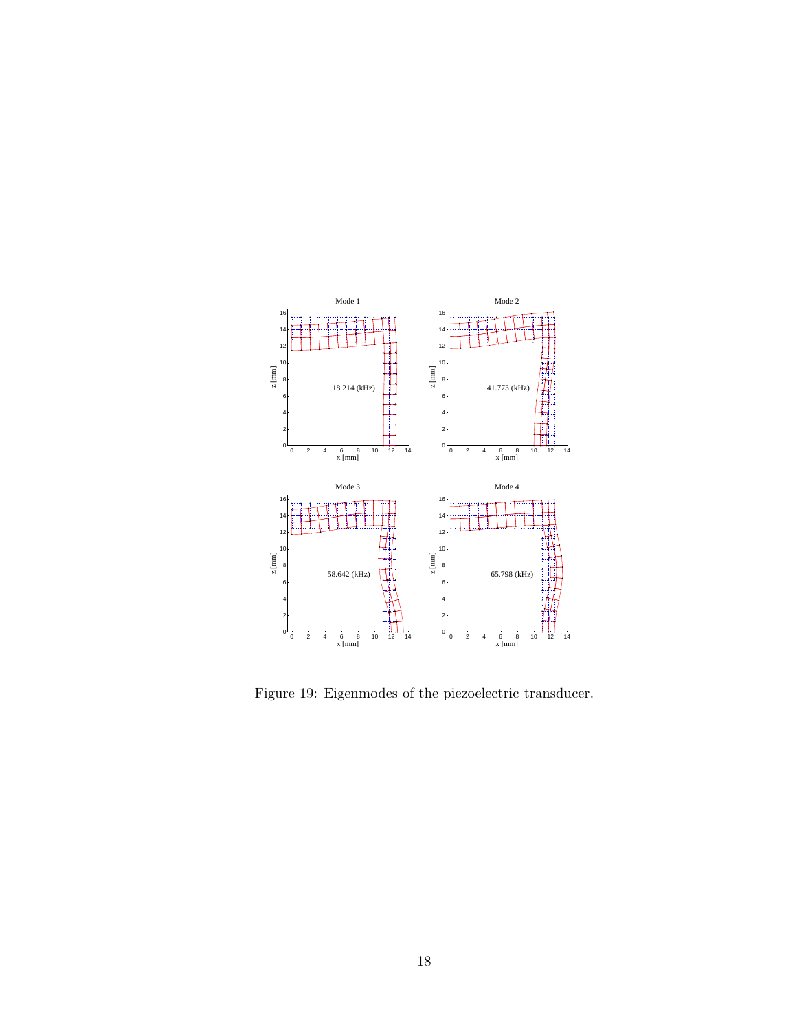Mode 1

18.214 (kHz)

Mode 2

41.773 (kHz)

Mode 3

58.642 (kHz)

Mode 4

65.798 (kHz)

z [mm]

x [mm]

Figure 19: Eigenmodes of the piezoelectric transducer.